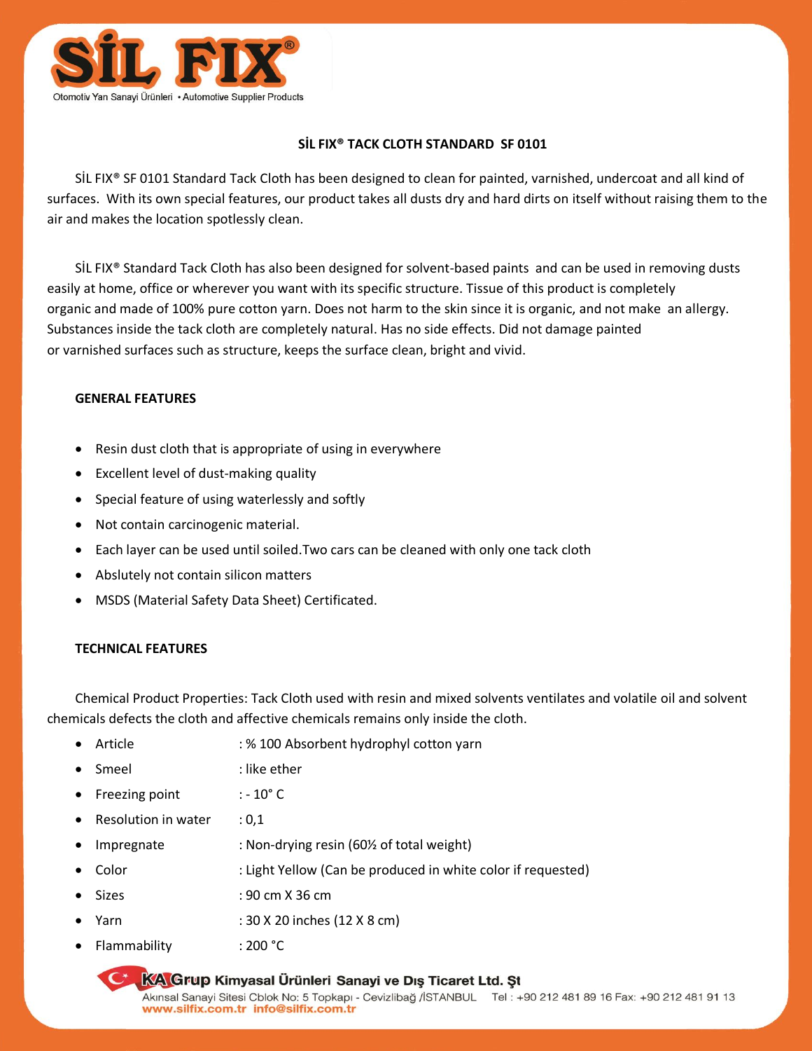# SİL FIX®

Otomotiv Yan Sanayi Ürünleri • Automotive Supplier Products

## SİL FIX® TACK CLOTH STANDARD SF 0101

SİL FIX® SF 0101 Standard Tack Cloth has been designed to clean for painted, varnished, undercoat and all kind of surfaces. With its own special features, our product takes all dusts dry and hard dirts on itself without raising them to the air and makes the location spotlessly clean.

SİL FIX® Standard Tack Cloth has also been designed for solvent-based paints and can be used in removing dusts easily at home, office or wherever you want with its specific structure. Tissue of this product is completely organic and made of 100% pure cotton yarn. Does not harm to the skin since it is organic, and not make an allergy. Substances inside the tack cloth are completely natural. Has no side effects. Did not damage painted or varnished surfaces such as structure, keeps the surface clean, bright and vivid.

### GENERAL FEATURES

- Resin dust cloth that is appropriate of using in everywhere
- Excellent level of dust-making quality
- Special feature of using waterlessly and softly
- Not contain carcinogenic material.
- Each layer can be used until soiled.Two cars can be cleaned with only one tack cloth
- Abslutely not contain silicon matters
- MSDS (Material Safety Data Sheet) Certificated.

### TECHNICAL FEATURES

Chemical Product Properties: Tack Cloth used with resin and mixed solvents ventilates and volatile oil and solvent chemicals defects the cloth and affective chemicals remains only inside the cloth.

- Article : % 100 Absorbent hydrophyl cotton yarn
- Smeel : like ether
- Freezing point : - 10° C
- Resolution in water : 0,1
- Impregnate : Non-drying resin (60½ of total weight)
- Color : Light Yellow (Can be produced in white color if requested)
- Sizes : 90 cm X 36 cm
- Yarn : 30 X 20 inches (12 X 8 cm)
- Flammability : 200 °C

KA Grup Kimyasal Ürünleri Sanayi ve Dış Ticaret Ltd. Şt
Akınsal Sanayi Sitesi Cblok No: 5 Topkapı - Cevizlibağ /İSTANBUL Tel : +90 212 481 89 16 Fax: +90 212 481 91 13
www.silfix.com.tr info@silfix.com.tr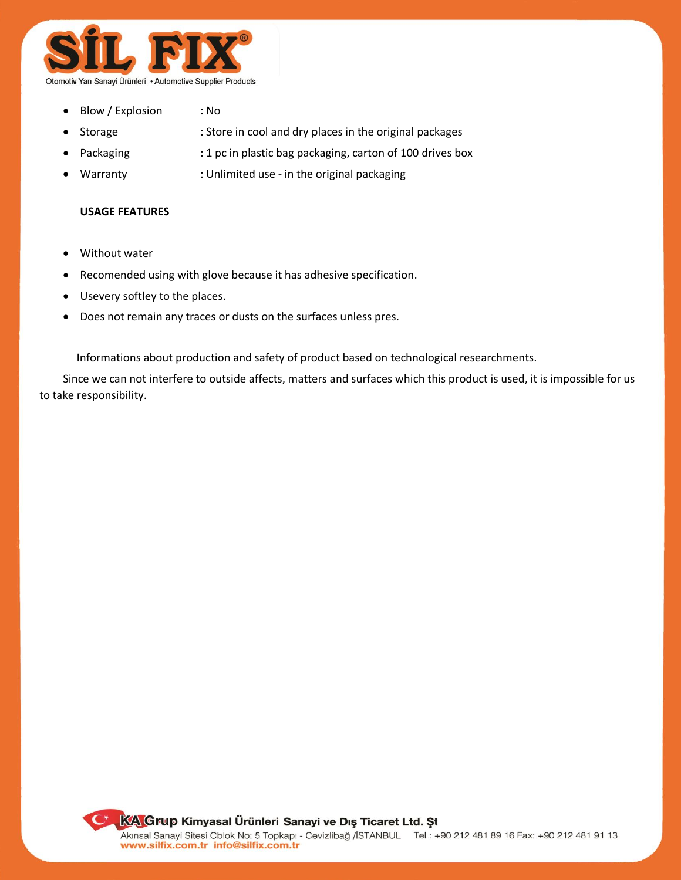- Blow / Explosion : No
- Storage : Store in cool and dry places in the original packages
- Packaging : 1 pc in plastic bag packaging, carton of 100 drives box
- Warranty : Unlimited use - in the original packaging

**USAGE FEATURES**

- Without water
- Recomended using with glove because it has adhesive specification.
- Usevery softley to the places.
- Does not remain any traces or dusts on the surfaces unless pres.

Informations about production and safety of product based on technological researchments.

Since we can not interfere to outside affects, matters and surfaces which this product is used, it is impossible for us to take responsibility.